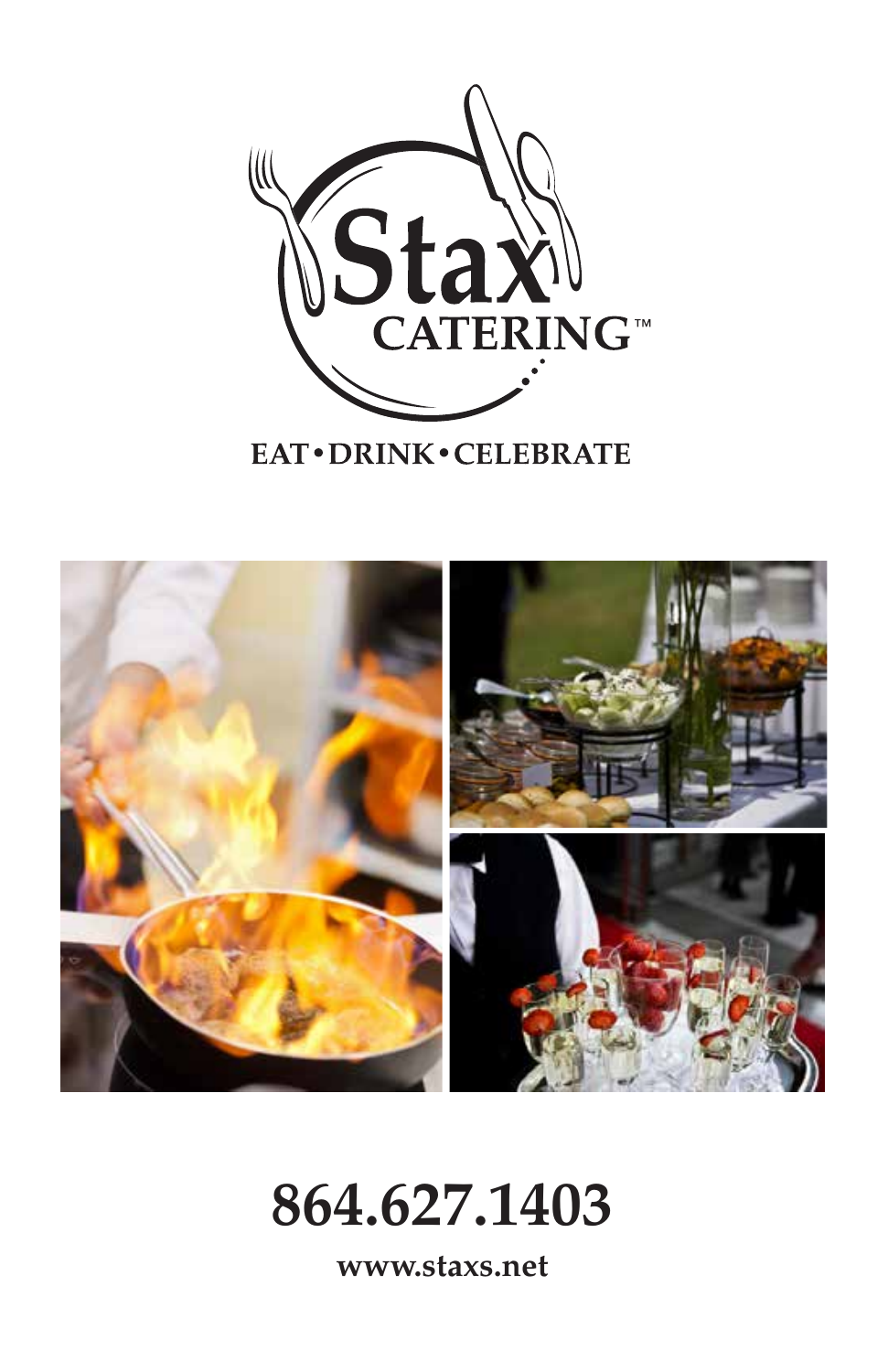# Stax CATERING™

EAT • DRINK • CELEBRATE

**864.627.1403**

**www.staxs.net**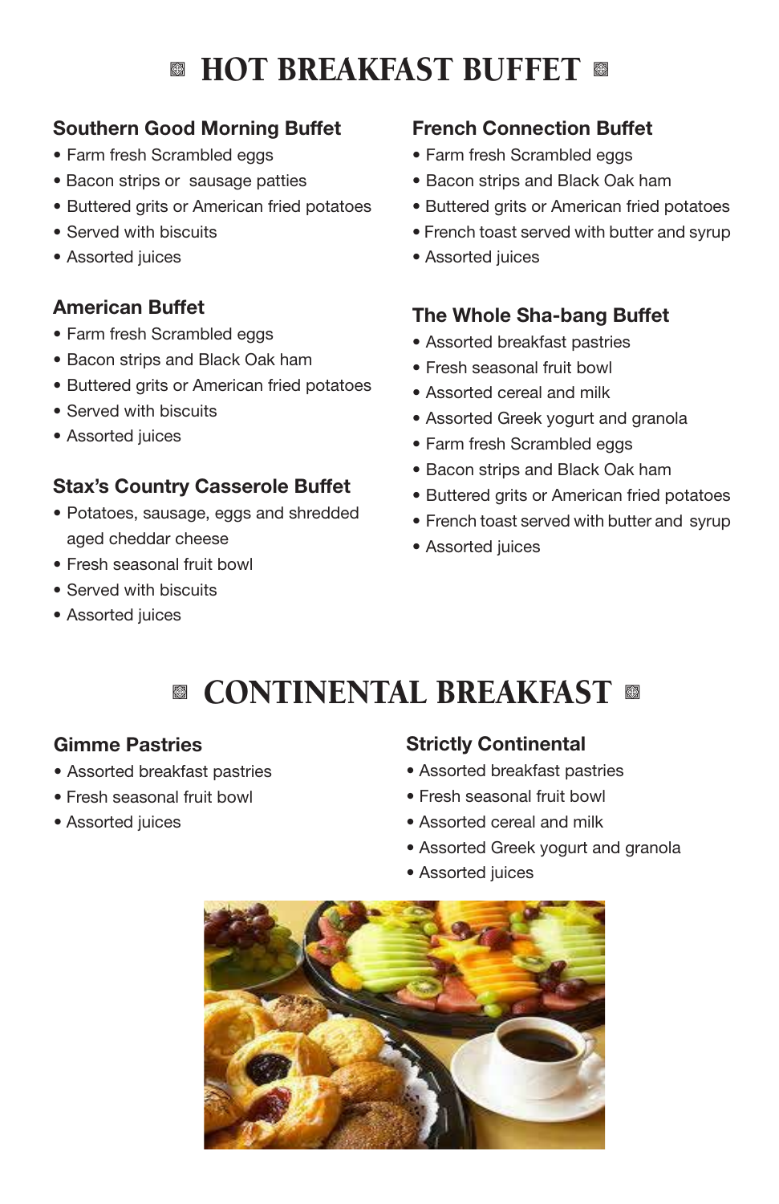# HOT BREAKFAST BUFFET

### Southern Good Morning Buffet

- Farm fresh Scrambled eggs
- Bacon strips or sausage patties
- Buttered grits or American fried potatoes
- Served with biscuits
- Assorted juices

### American Buffet

- Farm fresh Scrambled eggs
- Bacon strips and Black Oak ham
- Buttered grits or American fried potatoes
- Served with biscuits
- Assorted juices

### Stax's Country Casserole Buffet

- Potatoes, sausage, eggs and shredded aged cheddar cheese
- Fresh seasonal fruit bowl
- Served with biscuits
- Assorted juices

### French Connection Buffet

- Farm fresh Scrambled eggs
- Bacon strips and Black Oak ham
- Buttered grits or American fried potatoes
- French toast served with butter and syrup
- Assorted juices

### The Whole Sha-bang Buffet

- Assorted breakfast pastries
- Fresh seasonal fruit bowl
- Assorted cereal and milk
- Assorted Greek yogurt and granola
- Farm fresh Scrambled eggs
- Bacon strips and Black Oak ham
- Buttered grits or American fried potatoes
- French toast served with butter and syrup
- Assorted juices

# CONTINENTAL BREAKFAST

### Gimme Pastries

- Assorted breakfast pastries
- Fresh seasonal fruit bowl
- Assorted juices

### Strictly Continental

- Assorted breakfast pastries
- Fresh seasonal fruit bowl
- Assorted cereal and milk
- Assorted Greek yogurt and granola
- Assorted juices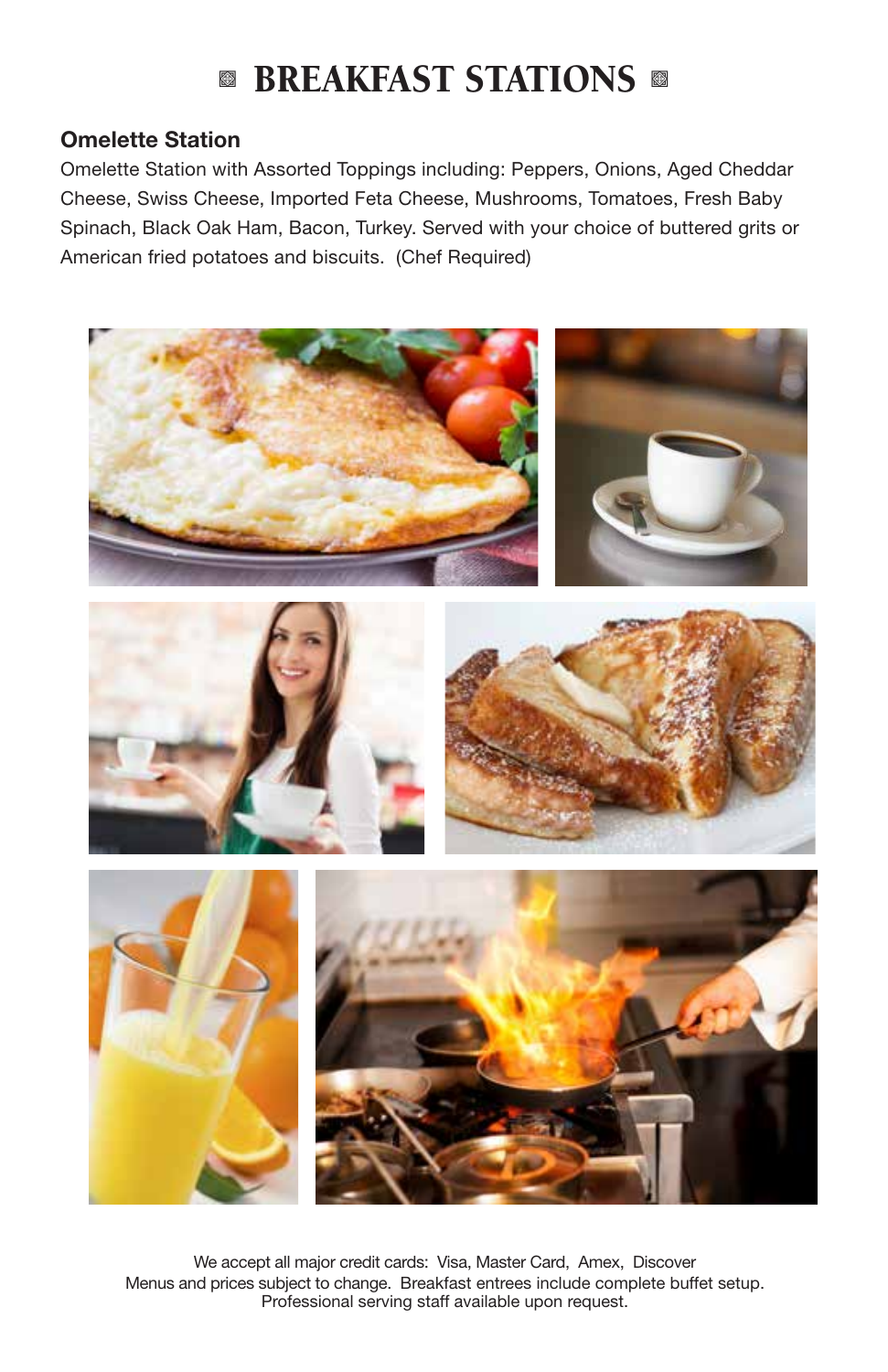# BREAKFAST STATIONS

### Omelette Station

Omelette Station with Assorted Toppings including: Peppers, Onions, Aged Cheddar Cheese, Swiss Cheese, Imported Feta Cheese, Mushrooms, Tomatoes, Fresh Baby Spinach, Black Oak Ham, Bacon, Turkey. Served with your choice of buttered grits or American fried potatoes and biscuits. (Chef Required)

We accept all major credit cards: Visa, Master Card, Amex, Discover
Menus and prices subject to change. Breakfast entrees include complete buffet setup.
Professional serving staff available upon request.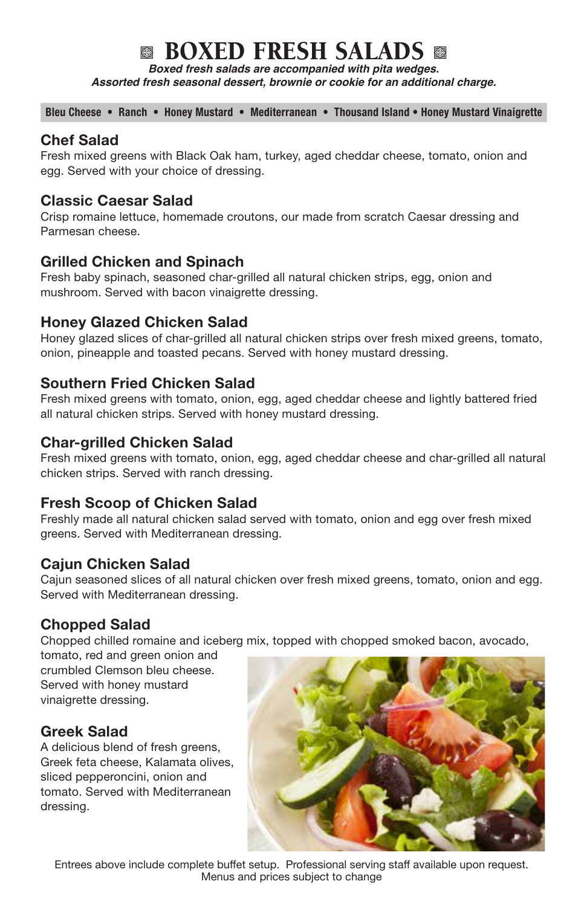# BOXED FRESH SALADS

***Boxed fresh salads are accompanied with pita wedges.***
***Assorted fresh seasonal dessert, brownie or cookie for an additional charge.***

**Bleu Cheese • Ranch • Honey Mustard • Mediterranean • Thousand Island • Honey Mustard Vinaigrette**

## Chef Salad

Fresh mixed greens with Black Oak ham, turkey, aged cheddar cheese, tomato, onion and egg. Served with your choice of dressing.

## Classic Caesar Salad

Crisp romaine lettuce, homemade croutons, our made from scratch Caesar dressing and Parmesan cheese.

## Grilled Chicken and Spinach

Fresh baby spinach, seasoned char-grilled all natural chicken strips, egg, onion and mushroom. Served with bacon vinaigrette dressing.

## Honey Glazed Chicken Salad

Honey glazed slices of char-grilled all natural chicken strips over fresh mixed greens, tomato, onion, pineapple and toasted pecans. Served with honey mustard dressing.

## Southern Fried Chicken Salad

Fresh mixed greens with tomato, onion, egg, aged cheddar cheese and lightly battered fried all natural chicken strips. Served with honey mustard dressing.

## Char-grilled Chicken Salad

Fresh mixed greens with tomato, onion, egg, aged cheddar cheese and char-grilled all natural chicken strips. Served with ranch dressing.

## Fresh Scoop of Chicken Salad

Freshly made all natural chicken salad served with tomato, onion and egg over fresh mixed greens. Served with Mediterranean dressing.

## Cajun Chicken Salad

Cajun seasoned slices of all natural chicken over fresh mixed greens, tomato, onion and egg. Served with Mediterranean dressing.

## Chopped Salad

Chopped chilled romaine and iceberg mix, topped with chopped smoked bacon, avocado, tomato, red and green onion and crumbled Clemson bleu cheese. Served with honey mustard vinaigrette dressing.

## Greek Salad

A delicious blend of fresh greens, Greek feta cheese, Kalamata olives, sliced pepperoncini, onion and tomato. Served with Mediterranean dressing.

Entrees above include complete buffet setup. Professional serving staff available upon request.
Menus and prices subject to change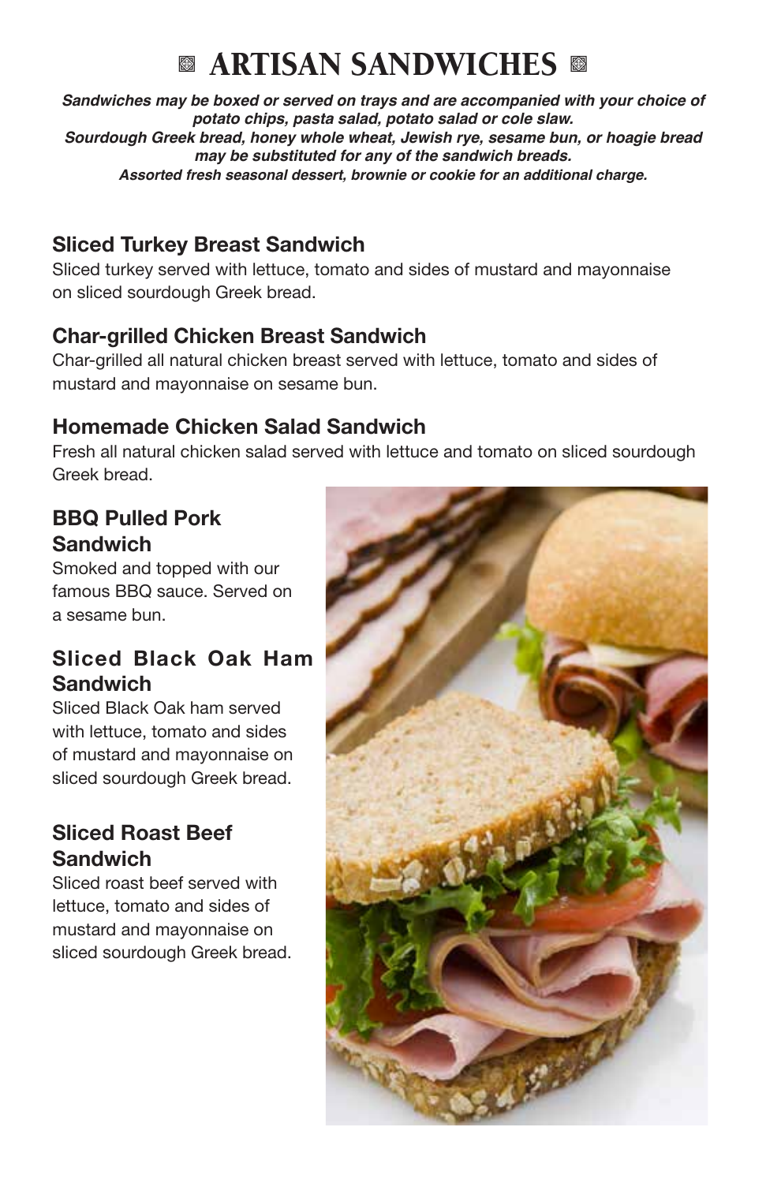# ARTISAN SANDWICHES

***Sandwiches may be boxed or served on trays and are accompanied with your choice of potato chips, pasta salad, potato salad or cole slaw.***
***Sourdough Greek bread, honey whole wheat, Jewish rye, sesame bun, or hoagie bread may be substituted for any of the sandwich breads.***
***Assorted fresh seasonal dessert, brownie or cookie for an additional charge.***

### Sliced Turkey Breast Sandwich

Sliced turkey served with lettuce, tomato and sides of mustard and mayonnaise on sliced sourdough Greek bread.

### Char-grilled Chicken Breast Sandwich

Char-grilled all natural chicken breast served with lettuce, tomato and sides of mustard and mayonnaise on sesame bun.

### Homemade Chicken Salad Sandwich

Fresh all natural chicken salad served with lettuce and tomato on sliced sourdough Greek bread.

### BBQ Pulled Pork Sandwich

Smoked and topped with our famous BBQ sauce. Served on a sesame bun.

### Sliced Black Oak Ham Sandwich

Sliced Black Oak ham served with lettuce, tomato and sides of mustard and mayonnaise on sliced sourdough Greek bread.

### Sliced Roast Beef Sandwich

Sliced roast beef served with lettuce, tomato and sides of mustard and mayonnaise on sliced sourdough Greek bread.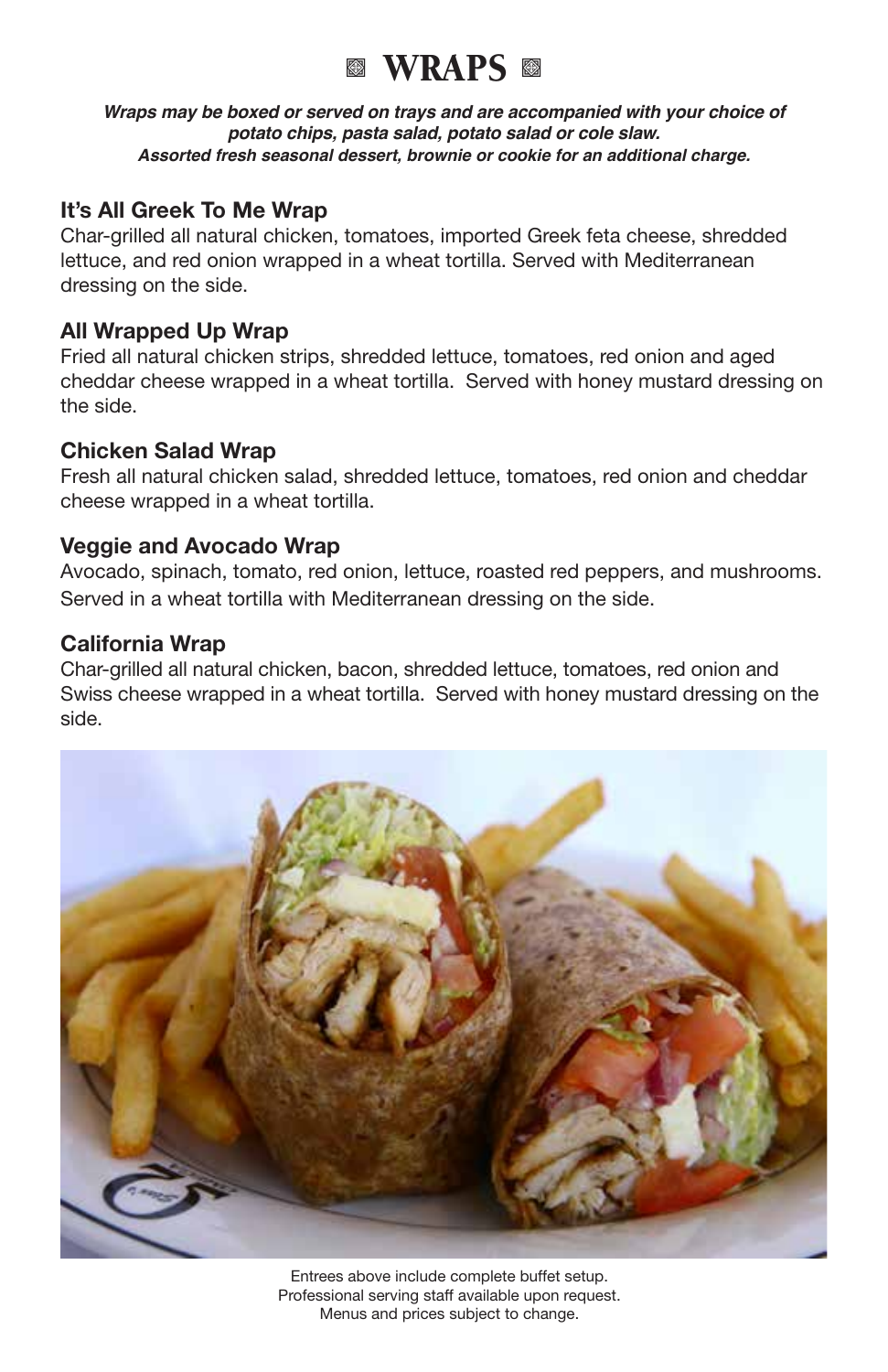# WRAPS

***Wraps may be boxed or served on trays and are accompanied with your choice of potato chips, pasta salad, potato salad or cole slaw.***
***Assorted fresh seasonal dessert, brownie or cookie for an additional charge.***

### It's All Greek To Me Wrap

Char-grilled all natural chicken, tomatoes, imported Greek feta cheese, shredded lettuce, and red onion wrapped in a wheat tortilla. Served with Mediterranean dressing on the side.

### All Wrapped Up Wrap

Fried all natural chicken strips, shredded lettuce, tomatoes, red onion and aged cheddar cheese wrapped in a wheat tortilla. Served with honey mustard dressing on the side.

### Chicken Salad Wrap

Fresh all natural chicken salad, shredded lettuce, tomatoes, red onion and cheddar cheese wrapped in a wheat tortilla.

### Veggie and Avocado Wrap

Avocado, spinach, tomato, red onion, lettuce, roasted red peppers, and mushrooms. Served in a wheat tortilla with Mediterranean dressing on the side.

### California Wrap

Char-grilled all natural chicken, bacon, shredded lettuce, tomatoes, red onion and Swiss cheese wrapped in a wheat tortilla. Served with honey mustard dressing on the side.

Entrees above include complete buffet setup.
Professional serving staff available upon request.
Menus and prices subject to change.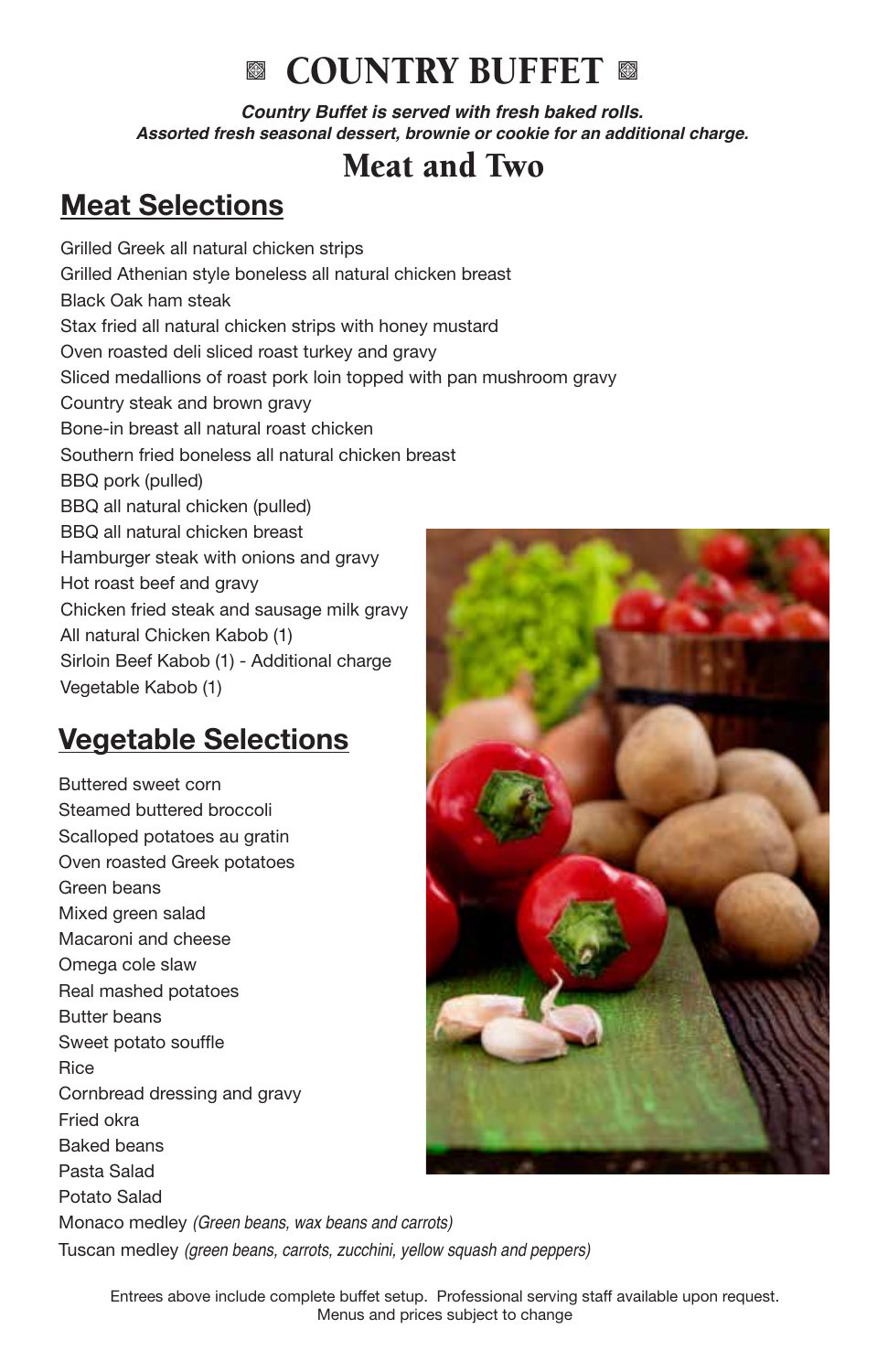# COUNTRY BUFFET

***Country Buffet is served with fresh baked rolls.***
***Assorted fresh seasonal dessert, brownie or cookie for an additional charge.***

## Meat and Two

### Meat Selections

Grilled Greek all natural chicken strips
Grilled Athenian style boneless all natural chicken breast
Black Oak ham steak
Stax fried all natural chicken strips with honey mustard
Oven roasted deli sliced roast turkey and gravy
Sliced medallions of roast pork loin topped with pan mushroom gravy
Country steak and brown gravy
Bone-in breast all natural roast chicken
Southern fried boneless all natural chicken breast
BBQ pork (pulled)
BBQ all natural chicken (pulled)
BBQ all natural chicken breast
Hamburger steak with onions and gravy
Hot roast beef and gravy
Chicken fried steak and sausage milk gravy
All natural Chicken Kabob (1)
Sirloin Beef Kabob (1) - Additional charge
Vegetable Kabob (1)

### Vegetable Selections

Buttered sweet corn
Steamed buttered broccoli
Scalloped potatoes au gratin
Oven roasted Greek potatoes
Green beans
Mixed green salad
Macaroni and cheese
Omega cole slaw
Real mashed potatoes
Butter beans
Sweet potato souffle
Rice
Cornbread dressing and gravy
Fried okra
Baked beans
Pasta Salad
Potato Salad
Monaco medley *(Green beans, wax beans and carrots)*
Tuscan medley *(green beans, carrots, zucchini, yellow squash and peppers)*

Entrees above include complete buffet setup. Professional serving staff available upon request.
Menus and prices subject to change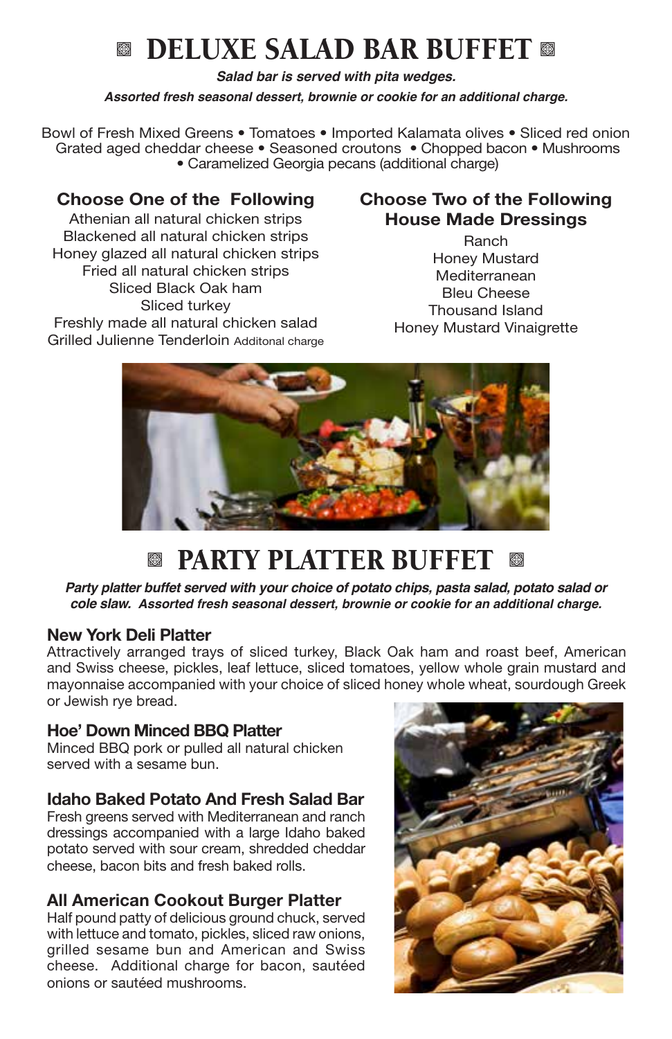# DELUXE SALAD BAR BUFFET

***Salad bar is served with pita wedges.***

***Assorted fresh seasonal dessert, brownie or cookie for an additional charge.***

Bowl of Fresh Mixed Greens • Tomatoes • Imported Kalamata olives • Sliced red onion
Grated aged cheddar cheese • Seasoned croutons • Chopped bacon • Mushrooms
• Caramelized Georgia pecans (additional charge)

### Choose One of the Following

Athenian all natural chicken strips
Blackened all natural chicken strips
Honey glazed all natural chicken strips
Fried all natural chicken strips
Sliced Black Oak ham
Sliced turkey
Freshly made all natural chicken salad
Grilled Julienne Tenderloin Additonal charge

### Choose Two of the Following House Made Dressings

Ranch
Honey Mustard
Mediterranean
Bleu Cheese
Thousand Island
Honey Mustard Vinaigrette

# PARTY PLATTER BUFFET

***Party platter buffet served with your choice of potato chips, pasta salad, potato salad or cole slaw. Assorted fresh seasonal dessert, brownie or cookie for an additional charge.***

### New York Deli Platter

Attractively arranged trays of sliced turkey, Black Oak ham and roast beef, American and Swiss cheese, pickles, leaf lettuce, sliced tomatoes, yellow whole grain mustard and mayonnaise accompanied with your choice of sliced honey whole wheat, sourdough Greek or Jewish rye bread.

### Hoe' Down Minced BBQ Platter

Minced BBQ pork or pulled all natural chicken served with a sesame bun.

### Idaho Baked Potato And Fresh Salad Bar

Fresh greens served with Mediterranean and ranch dressings accompanied with a large Idaho baked potato served with sour cream, shredded cheddar cheese, bacon bits and fresh baked rolls.

### All American Cookout Burger Platter

Half pound patty of delicious ground chuck, served with lettuce and tomato, pickles, sliced raw onions, grilled sesame bun and American and Swiss cheese. Additional charge for bacon, sautéed onions or sautéed mushrooms.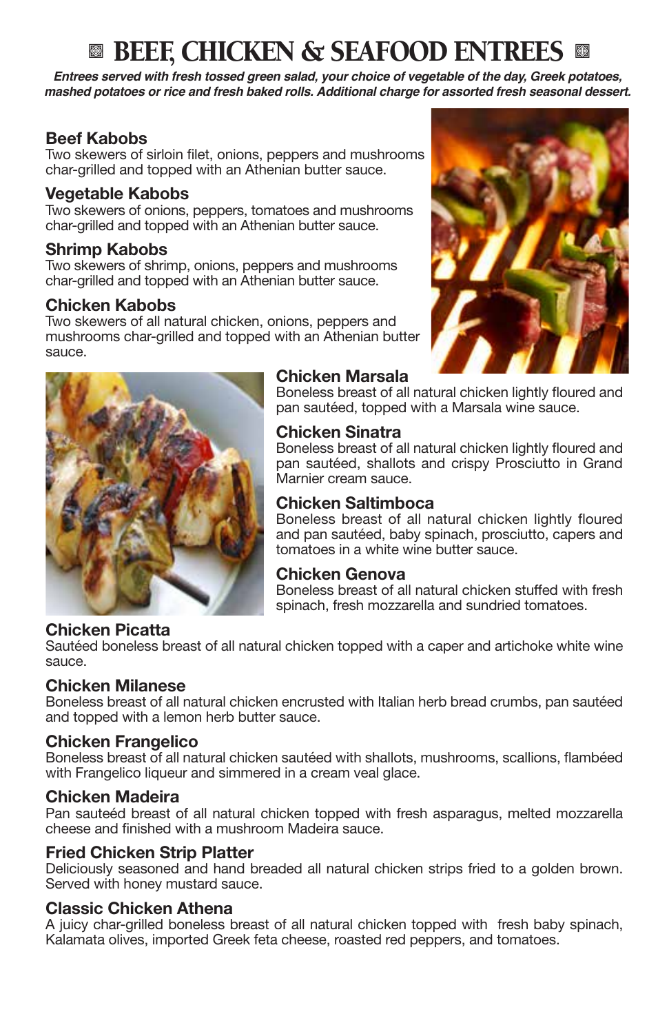# BEEF, CHICKEN & SEAFOOD ENTREES

***Entrees served with fresh tossed green salad, your choice of vegetable of the day, Greek potatoes, mashed potatoes or rice and fresh baked rolls. Additional charge for assorted fresh seasonal dessert.***

### Beef Kabobs
Two skewers of sirloin filet, onions, peppers and mushrooms char-grilled and topped with an Athenian butter sauce.

### Vegetable Kabobs
Two skewers of onions, peppers, tomatoes and mushrooms char-grilled and topped with an Athenian butter sauce.

### Shrimp Kabobs
Two skewers of shrimp, onions, peppers and mushrooms char-grilled and topped with an Athenian butter sauce.

### Chicken Kabobs
Two skewers of all natural chicken, onions, peppers and mushrooms char-grilled and topped with an Athenian butter sauce.

### Chicken Marsala
Boneless breast of all natural chicken lightly floured and pan sautéed, topped with a Marsala wine sauce.

### Chicken Sinatra
Boneless breast of all natural chicken lightly floured and pan sautéed, shallots and crispy Prosciutto in Grand Marnier cream sauce.

### Chicken Saltimboca
Boneless breast of all natural chicken lightly floured and pan sautéed, baby spinach, prosciutto, capers and tomatoes in a white wine butter sauce.

### Chicken Genova
Boneless breast of all natural chicken stuffed with fresh spinach, fresh mozzarella and sundried tomatoes.

### Chicken Picatta
Sautéed boneless breast of all natural chicken topped with a caper and artichoke white wine sauce.

### Chicken Milanese
Boneless breast of all natural chicken encrusted with Italian herb bread crumbs, pan sautéed and topped with a lemon herb butter sauce.

### Chicken Frangelico
Boneless breast of all natural chicken sautéed with shallots, mushrooms, scallions, flambéed with Frangelico liqueur and simmered in a cream veal glace.

### Chicken Madeira
Pan sauteéd breast of all natural chicken topped with fresh asparagus, melted mozzarella cheese and finished with a mushroom Madeira sauce.

### Fried Chicken Strip Platter
Deliciously seasoned and hand breaded all natural chicken strips fried to a golden brown. Served with honey mustard sauce.

### Classic Chicken Athena
A juicy char-grilled boneless breast of all natural chicken topped with fresh baby spinach, Kalamata olives, imported Greek feta cheese, roasted red peppers, and tomatoes.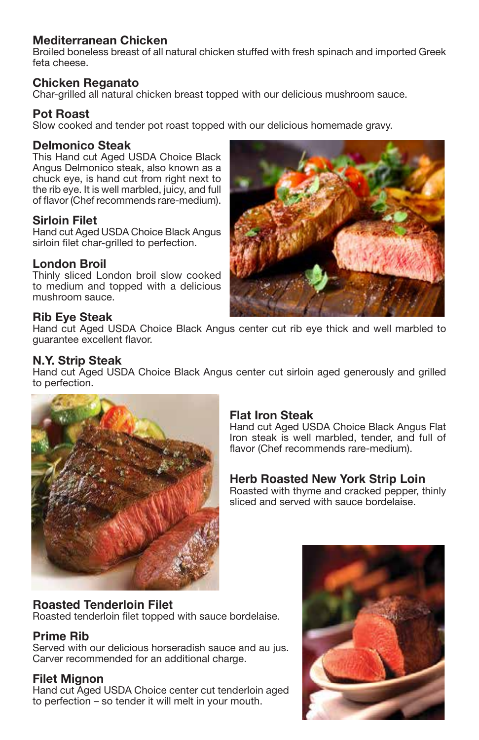### Mediterranean Chicken
Broiled boneless breast of all natural chicken stuffed with fresh spinach and imported Greek feta cheese.

### Chicken Reganato
Char-grilled all natural chicken breast topped with our delicious mushroom sauce.

### Pot Roast
Slow cooked and tender pot roast topped with our delicious homemade gravy.

### Delmonico Steak
This Hand cut Aged USDA Choice Black Angus Delmonico steak, also known as a chuck eye, is hand cut from right next to the rib eye. It is well marbled, juicy, and full of flavor (Chef recommends rare-medium).

### Sirloin Filet
Hand cut Aged USDA Choice Black Angus sirloin filet char-grilled to perfection.

### London Broil
Thinly sliced London broil slow cooked to medium and topped with a delicious mushroom sauce.

### Rib Eye Steak
Hand cut Aged USDA Choice Black Angus center cut rib eye thick and well marbled to guarantee excellent flavor.

### N.Y. Strip Steak
Hand cut Aged USDA Choice Black Angus center cut sirloin aged generously and grilled to perfection.

### Flat Iron Steak
Hand cut Aged USDA Choice Black Angus Flat Iron steak is well marbled, tender, and full of flavor (Chef recommends rare-medium).

### Herb Roasted New York Strip Loin
Roasted with thyme and cracked pepper, thinly sliced and served with sauce bordelaise.

### Roasted Tenderloin Filet
Roasted tenderloin filet topped with sauce bordelaise.

### Prime Rib
Served with our delicious horseradish sauce and au jus. Carver recommended for an additional charge.

### Filet Mignon
Hand cut Aged USDA Choice center cut tenderloin aged to perfection – so tender it will melt in your mouth.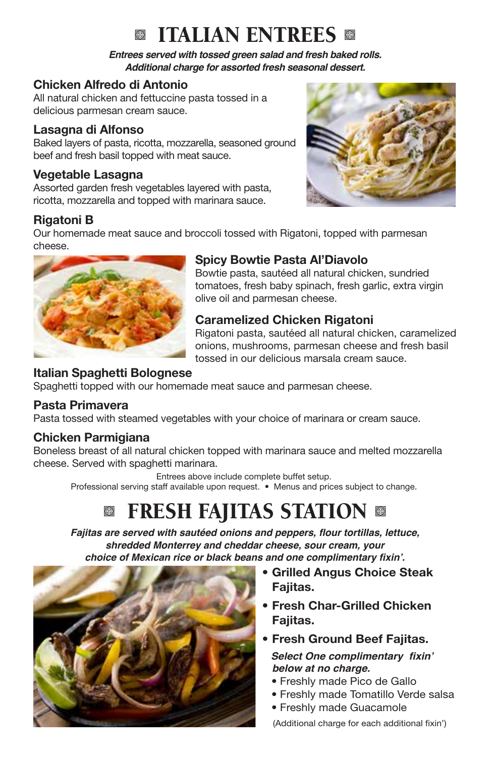# ITALIAN ENTREES

***Entrees served with tossed green salad and fresh baked rolls.***
***Additional charge for assorted fresh seasonal dessert.***

### Chicken Alfredo di Antonio
All natural chicken and fettuccine pasta tossed in a delicious parmesan cream sauce.

### Lasagna di Alfonso
Baked layers of pasta, ricotta, mozzarella, seasoned ground beef and fresh basil topped with meat sauce.

### Vegetable Lasagna
Assorted garden fresh vegetables layered with pasta, ricotta, mozzarella and topped with marinara sauce.

### Rigatoni B
Our homemade meat sauce and broccoli tossed with Rigatoni, topped with parmesan cheese.

### Spicy Bowtie Pasta Al'Diavolo
Bowtie pasta, sautéed all natural chicken, sundried tomatoes, fresh baby spinach, fresh garlic, extra virgin olive oil and parmesan cheese.

### Caramelized Chicken Rigatoni
Rigatoni pasta, sautéed all natural chicken, caramelized onions, mushrooms, parmesan cheese and fresh basil tossed in our delicious marsala cream sauce.

### Italian Spaghetti Bolognese
Spaghetti topped with our homemade meat sauce and parmesan cheese.

### Pasta Primavera
Pasta tossed with steamed vegetables with your choice of marinara or cream sauce.

### Chicken Parmigiana
Boneless breast of all natural chicken topped with marinara sauce and melted mozzarella cheese. Served with spaghetti marinara.

Entrees above include complete buffet setup.
Professional serving staff available upon request. • Menus and prices subject to change.

# FRESH FAJITAS STATION

***Fajitas are served with sautéed onions and peppers, flour tortillas, lettuce, shredded Monterrey and cheddar cheese, sour cream, your choice of Mexican rice or black beans and one complimentary fixin'.***

- **Grilled Angus Choice Steak Fajitas.**
- **Fresh Char-Grilled Chicken Fajitas.**
- **Fresh Ground Beef Fajitas.**

***Select One complimentary fixin' below at no charge.***

- Freshly made Pico de Gallo
- Freshly made Tomatillo Verde salsa
- Freshly made Guacamole

(Additional charge for each additional fixin')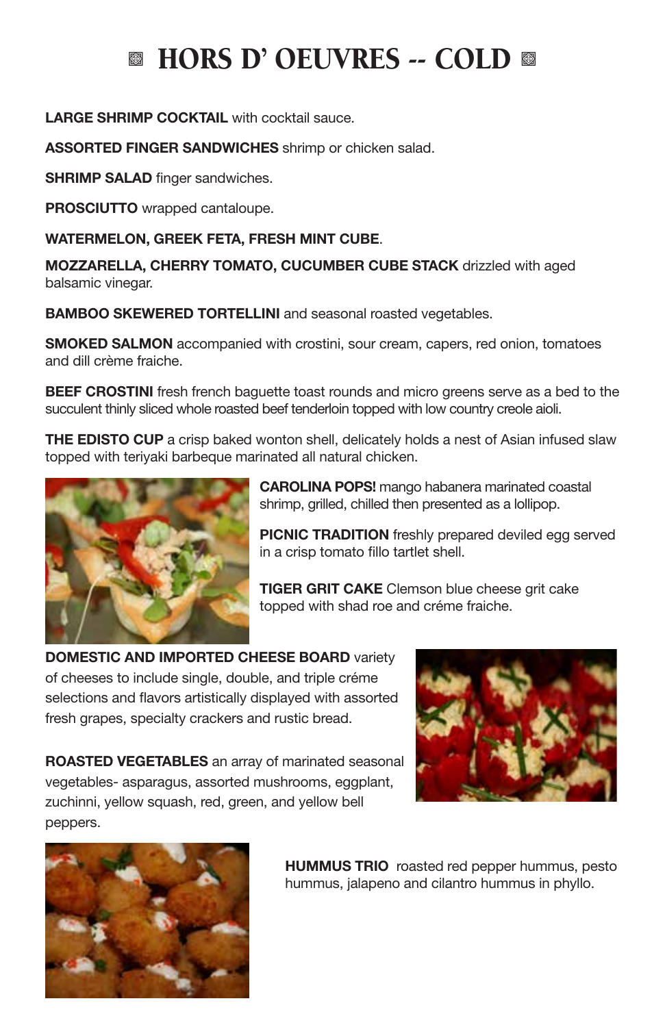# HORS D' OEUVRES -- COLD

**LARGE SHRIMP COCKTAIL** with cocktail sauce.

**ASSORTED FINGER SANDWICHES** shrimp or chicken salad.

**SHRIMP SALAD** finger sandwiches.

**PROSCIUTTO** wrapped cantaloupe.

**WATERMELON, GREEK FETA, FRESH MINT CUBE**.

**MOZZARELLA, CHERRY TOMATO, CUCUMBER CUBE STACK** drizzled with aged balsamic vinegar.

**BAMBOO SKEWERED TORTELLINI** and seasonal roasted vegetables.

**SMOKED SALMON** accompanied with crostini, sour cream, capers, red onion, tomatoes and dill crème fraiche.

**BEEF CROSTINI** fresh french baguette toast rounds and micro greens serve as a bed to the succulent thinly sliced whole roasted beef tenderloin topped with low country creole aioli.

**THE EDISTO CUP** a crisp baked wonton shell, delicately holds a nest of Asian infused slaw topped with teriyaki barbeque marinated all natural chicken.

**CAROLINA POPS!** mango habanera marinated coastal shrimp, grilled, chilled then presented as a lollipop.

**PICNIC TRADITION** freshly prepared deviled egg served in a crisp tomato fillo tartlet shell.

**TIGER GRIT CAKE** Clemson blue cheese grit cake topped with shad roe and créme fraiche.

**DOMESTIC AND IMPORTED CHEESE BOARD** variety of cheeses to include single, double, and triple créme selections and flavors artistically displayed with assorted fresh grapes, specialty crackers and rustic bread.

**ROASTED VEGETABLES** an array of marinated seasonal vegetables- asparagus, assorted mushrooms, eggplant, zuchinni, yellow squash, red, green, and yellow bell peppers.

**HUMMUS TRIO** roasted red pepper hummus, pesto hummus, jalapeno and cilantro hummus in phyllo.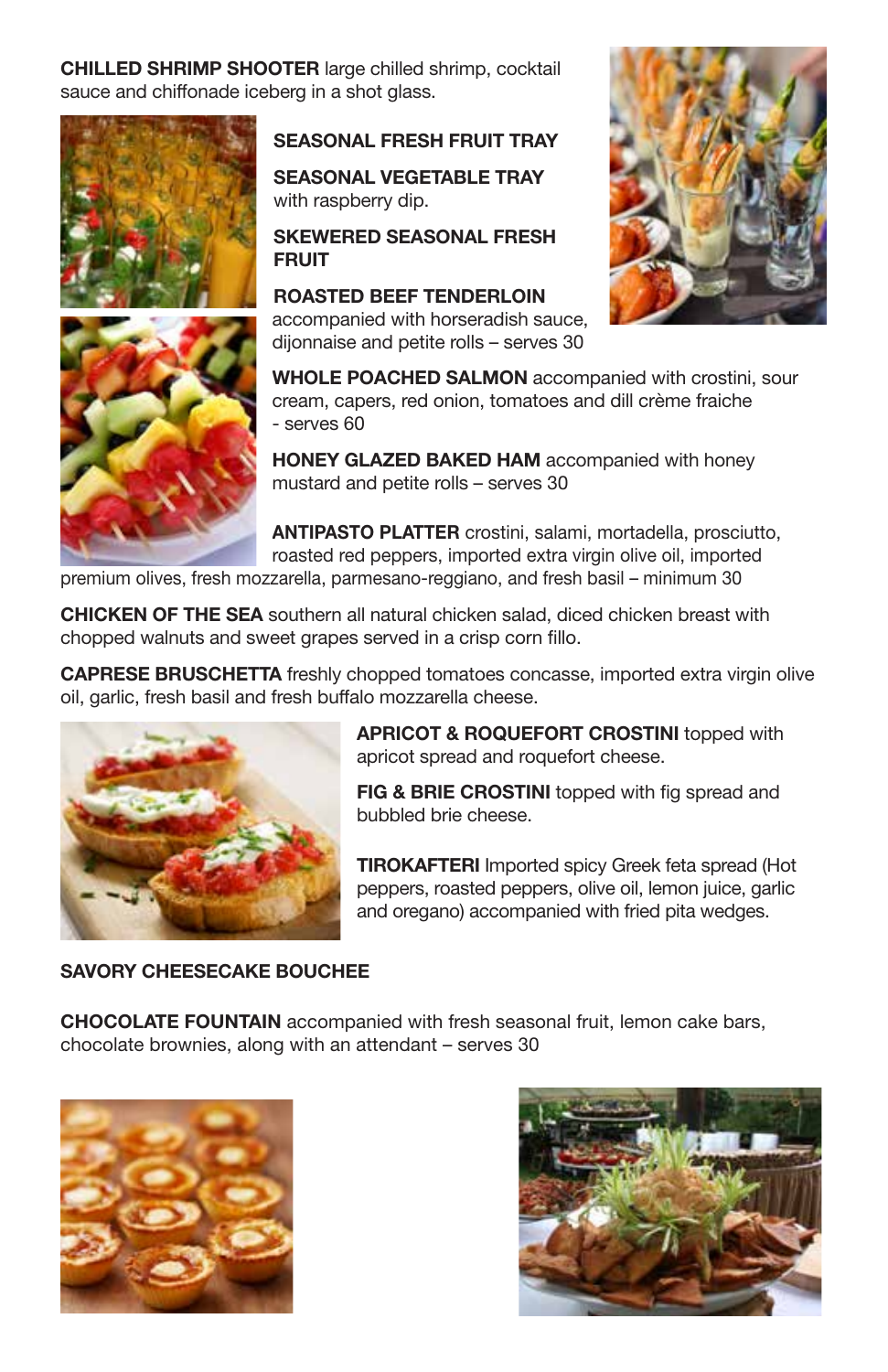**CHILLED SHRIMP SHOOTER** large chilled shrimp, cocktail sauce and chiffonade iceberg in a shot glass.

**SEASONAL FRESH FRUIT TRAY**

**SEASONAL VEGETABLE TRAY** with raspberry dip.

**SKEWERED SEASONAL FRESH FRUIT**

**ROASTED BEEF TENDERLOIN** accompanied with horseradish sauce, dijonnaise and petite rolls – serves 30

**WHOLE POACHED SALMON** accompanied with crostini, sour cream, capers, red onion, tomatoes and dill crème fraiche - serves 60

**HONEY GLAZED BAKED HAM** accompanied with honey mustard and petite rolls – serves 30

**ANTIPASTO PLATTER** crostini, salami, mortadella, prosciutto, roasted red peppers, imported extra virgin olive oil, imported premium olives, fresh mozzarella, parmesano-reggiano, and fresh basil – minimum 30

**CHICKEN OF THE SEA** southern all natural chicken salad, diced chicken breast with chopped walnuts and sweet grapes served in a crisp corn fillo.

**CAPRESE BRUSCHETTA** freshly chopped tomatoes concasse, imported extra virgin olive oil, garlic, fresh basil and fresh buffalo mozzarella cheese.

**APRICOT & ROQUEFORT CROSTINI** topped with apricot spread and roquefort cheese.

**FIG & BRIE CROSTINI** topped with fig spread and bubbled brie cheese.

**TIROKAFTERI** Imported spicy Greek feta spread (Hot peppers, roasted peppers, olive oil, lemon juice, garlic and oregano) accompanied with fried pita wedges.

**SAVORY CHEESECAKE BOUCHEE**

**CHOCOLATE FOUNTAIN** accompanied with fresh seasonal fruit, lemon cake bars, chocolate brownies, along with an attendant – serves 30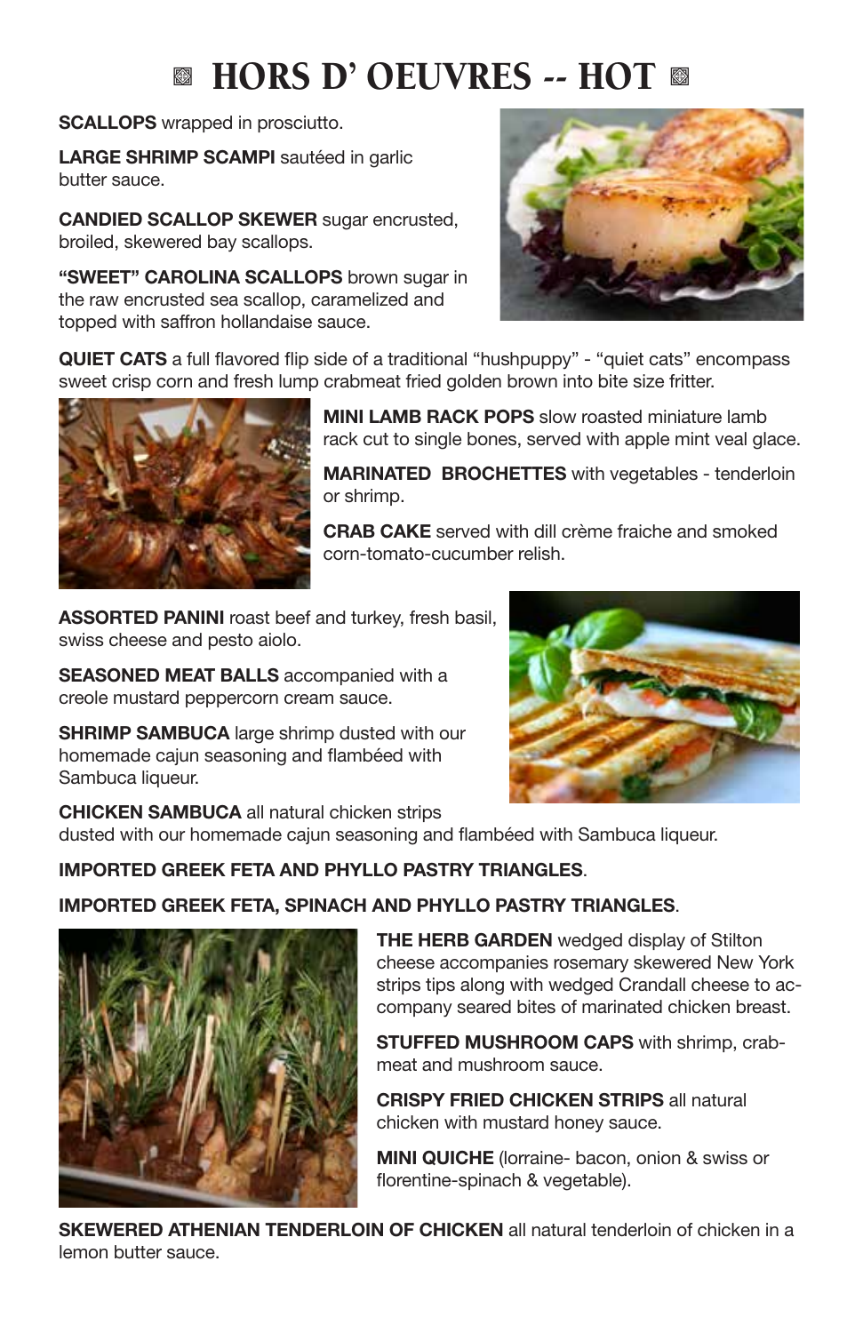# HORS D' OEUVRES -- HOT

**SCALLOPS** wrapped in prosciutto.

**LARGE SHRIMP SCAMPI** sautéed in garlic butter sauce.

**CANDIED SCALLOP SKEWER** sugar encrusted, broiled, skewered bay scallops.

**"SWEET" CAROLINA SCALLOPS** brown sugar in the raw encrusted sea scallop, caramelized and topped with saffron hollandaise sauce.

**QUIET CATS** a full flavored flip side of a traditional "hushpuppy" - "quiet cats" encompass sweet crisp corn and fresh lump crabmeat fried golden brown into bite size fritter.

**MINI LAMB RACK POPS** slow roasted miniature lamb rack cut to single bones, served with apple mint veal glace.

**MARINATED BROCHETTES** with vegetables - tenderloin or shrimp.

**CRAB CAKE** served with dill crème fraiche and smoked corn-tomato-cucumber relish.

**ASSORTED PANINI** roast beef and turkey, fresh basil, swiss cheese and pesto aiolo.

**SEASONED MEAT BALLS** accompanied with a creole mustard peppercorn cream sauce.

**SHRIMP SAMBUCA** large shrimp dusted with our homemade cajun seasoning and flambéed with Sambuca liqueur.

**CHICKEN SAMBUCA** all natural chicken strips dusted with our homemade cajun seasoning and flambéed with Sambuca liqueur.

**IMPORTED GREEK FETA AND PHYLLO PASTRY TRIANGLES**.

**IMPORTED GREEK FETA, SPINACH AND PHYLLO PASTRY TRIANGLES**.

**THE HERB GARDEN** wedged display of Stilton cheese accompanies rosemary skewered New York strips tips along with wedged Crandall cheese to accompany seared bites of marinated chicken breast.

**STUFFED MUSHROOM CAPS** with shrimp, crabmeat and mushroom sauce.

**CRISPY FRIED CHICKEN STRIPS** all natural chicken with mustard honey sauce.

**MINI QUICHE** (lorraine- bacon, onion & swiss or florentine-spinach & vegetable).

**SKEWERED ATHENIAN TENDERLOIN OF CHICKEN** all natural tenderloin of chicken in a lemon butter sauce.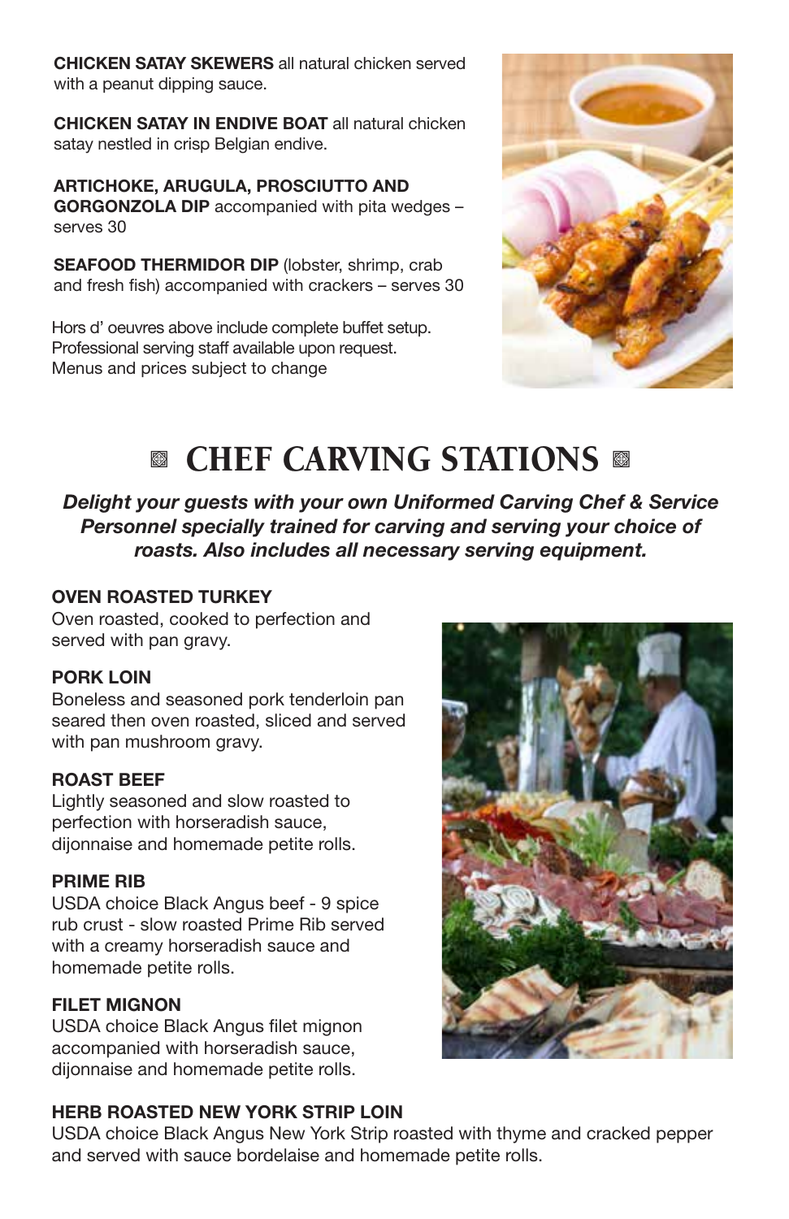**CHICKEN SATAY SKEWERS** all natural chicken served with a peanut dipping sauce.

**CHICKEN SATAY IN ENDIVE BOAT** all natural chicken satay nestled in crisp Belgian endive.

**ARTICHOKE, ARUGULA, PROSCIUTTO AND GORGONZOLA DIP** accompanied with pita wedges – serves 30

**SEAFOOD THERMIDOR DIP** (lobster, shrimp, crab and fresh fish) accompanied with crackers – serves 30

Hors d' oeuvres above include complete buffet setup.
Professional serving staff available upon request.
Menus and prices subject to change

# CHEF CARVING STATIONS

***Delight your guests with your own Uniformed Carving Chef & Service Personnel specially trained for carving and serving your choice of roasts. Also includes all necessary serving equipment.***

**OVEN ROASTED TURKEY**
Oven roasted, cooked to perfection and served with pan gravy.

**PORK LOIN**
Boneless and seasoned pork tenderloin pan seared then oven roasted, sliced and served with pan mushroom gravy.

**ROAST BEEF**
Lightly seasoned and slow roasted to perfection with horseradish sauce, dijonnaise and homemade petite rolls.

**PRIME RIB**
USDA choice Black Angus beef - 9 spice rub crust - slow roasted Prime Rib served with a creamy horseradish sauce and homemade petite rolls.

**FILET MIGNON**
USDA choice Black Angus filet mignon accompanied with horseradish sauce, dijonnaise and homemade petite rolls.

**HERB ROASTED NEW YORK STRIP LOIN**
USDA choice Black Angus New York Strip roasted with thyme and cracked pepper and served with sauce bordelaise and homemade petite rolls.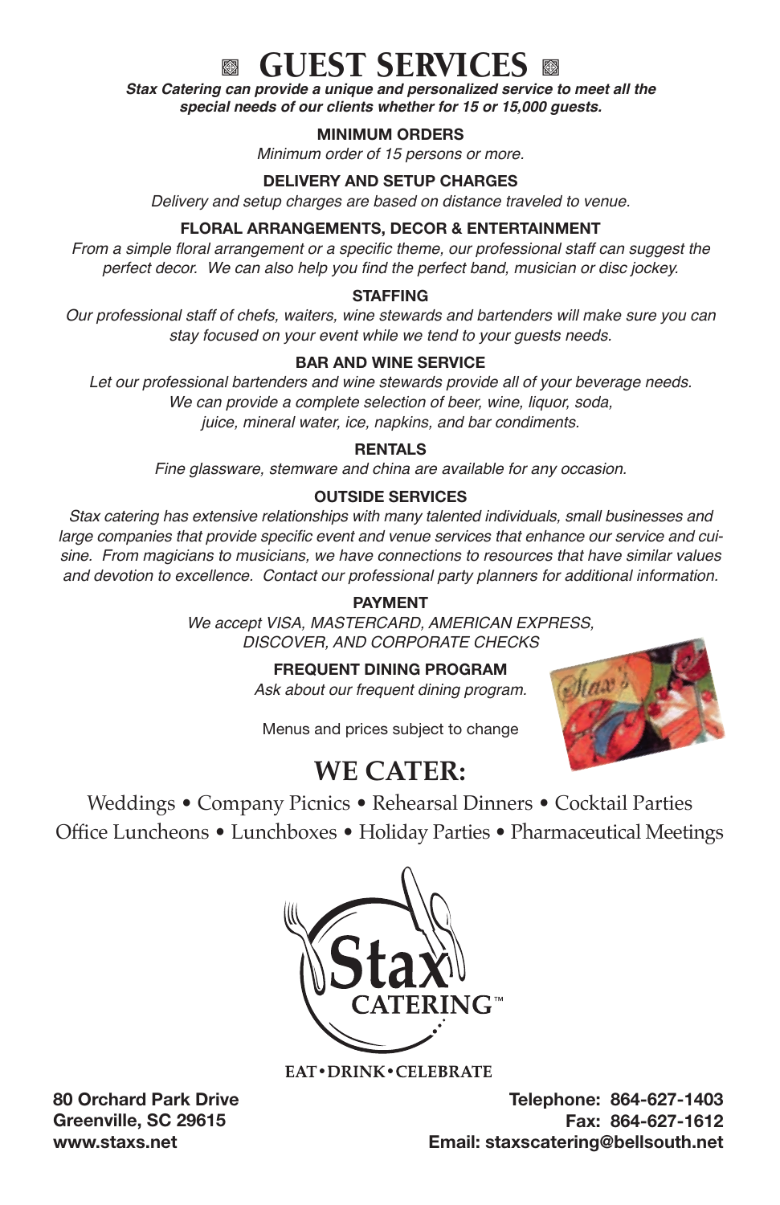# GUEST SERVICES

***Stax Catering can provide a unique and personalized service to meet all the special needs of our clients whether for 15 or 15,000 guests.***

### MINIMUM ORDERS

*Minimum order of 15 persons or more.*

### DELIVERY AND SETUP CHARGES

*Delivery and setup charges are based on distance traveled to venue.*

### FLORAL ARRANGEMENTS, DECOR & ENTERTAINMENT

*From a simple floral arrangement or a specific theme, our professional staff can suggest the perfect decor. We can also help you find the perfect band, musician or disc jockey.*

### STAFFING

*Our professional staff of chefs, waiters, wine stewards and bartenders will make sure you can stay focused on your event while we tend to your guests needs.*

### BAR AND WINE SERVICE

*Let our professional bartenders and wine stewards provide all of your beverage needs. We can provide a complete selection of beer, wine, liquor, soda, juice, mineral water, ice, napkins, and bar condiments.*

### RENTALS

*Fine glassware, stemware and china are available for any occasion.*

### OUTSIDE SERVICES

*Stax catering has extensive relationships with many talented individuals, small businesses and large companies that provide specific event and venue services that enhance our service and cuisine. From magicians to musicians, we have connections to resources that have similar values and devotion to excellence. Contact our professional party planners for additional information.*

### PAYMENT

*We accept VISA, MASTERCARD, AMERICAN EXPRESS, DISCOVER, AND CORPORATE CHECKS*

### FREQUENT DINING PROGRAM

*Ask about our frequent dining program.*

Menus and prices subject to change

## WE CATER:

Weddings • Company Picnics • Rehearsal Dinners • Cocktail Parties
Office Luncheons • Lunchboxes • Holiday Parties • Pharmaceutical Meetings

Stax CATERING™

EAT • DRINK • CELEBRATE

**80 Orchard Park Drive**
**Greenville, SC 29615**
**www.staxs.net**

**Telephone: 864-627-1403**
**Fax: 864-627-1612**
**Email: staxscatering@bellsouth.net**